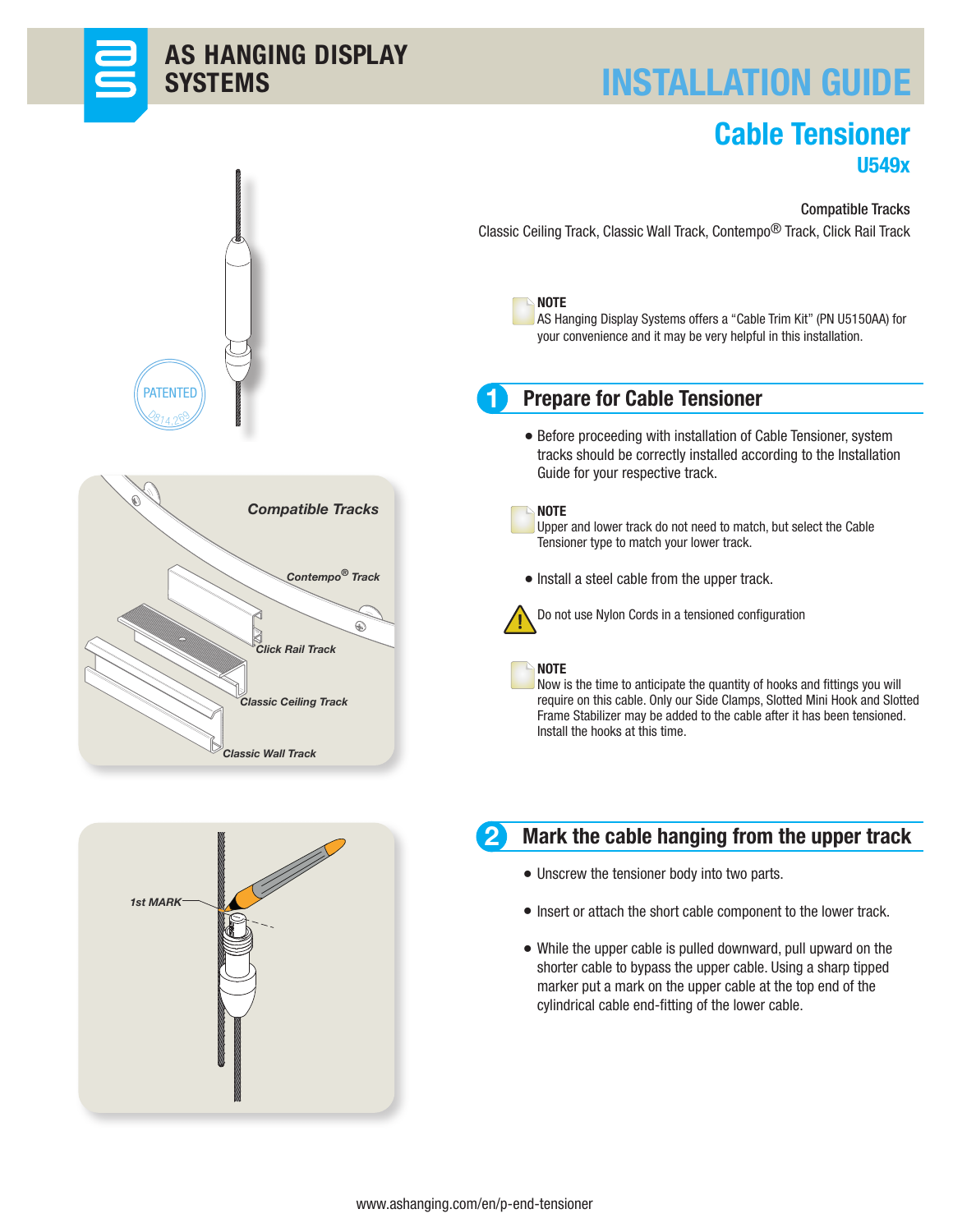# AS HANGING DISPLAY SYSTEMS

# INSTALLATION GUIDE

## Cable Tensioner

### U549x

Compatible Tracks

Classic Ceiling Track, Classic Wall Track, Contempo® Track, Click Rail Track

**NOTE**
AS Hanging Display Systems offers a "Cable Trim Kit" (PN U5150AA) for your convenience and it may be very helpful in this installation.

PATENTED
D814,269

Compatible Tracks

Contempo® Track

Click Rail Track

Classic Ceiling Track

Classic Wall Track

## 1 Prepare for Cable Tensioner

- Before proceeding with installation of Cable Tensioner, system tracks should be correctly installed according to the Installation Guide for your respective track.

**NOTE**
Upper and lower track do not need to match, but select the Cable Tensioner type to match your lower track.

- Install a steel cable from the upper track.

Do not use Nylon Cords in a tensioned configuration

**NOTE**
Now is the time to anticipate the quantity of hooks and fittings you will require on this cable. Only our Side Clamps, Slotted Mini Hook and Slotted Frame Stabilizer may be added to the cable after it has been tensioned. Install the hooks at this time.

## 2 Mark the cable hanging from the upper track

1st MARK

- Unscrew the tensioner body into two parts.
- Insert or attach the short cable component to the lower track.
- While the upper cable is pulled downward, pull upward on the shorter cable to bypass the upper cable. Using a sharp tipped marker put a mark on the upper cable at the top end of the cylindrical cable end-fitting of the lower cable.

www.ashanging.com/en/p-end-tensioner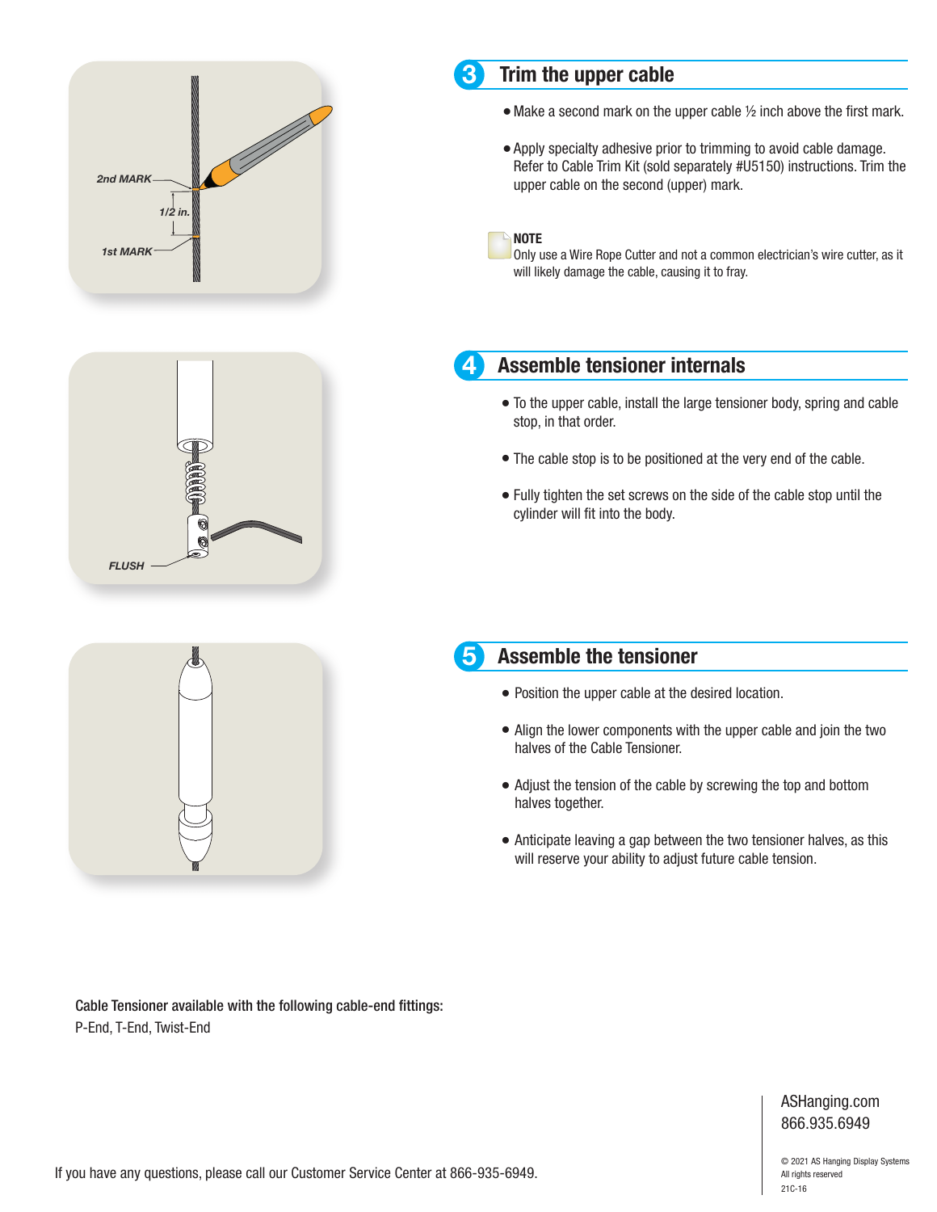## 3 Trim the upper cable

- Make a second mark on the upper cable ½ inch above the first mark.
- Apply specialty adhesive prior to trimming to avoid cable damage. Refer to Cable Trim Kit (sold separately #U5150) instructions. Trim the upper cable on the second (upper) mark.

**NOTE**
Only use a Wire Rope Cutter and not a common electrician's wire cutter, as it will likely damage the cable, causing it to fray.

2nd MARK

1/2 in.

1st MARK

## 4 Assemble tensioner internals

- To the upper cable, install the large tensioner body, spring and cable stop, in that order.
- The cable stop is to be positioned at the very end of the cable.
- Fully tighten the set screws on the side of the cable stop until the cylinder will fit into the body.

FLUSH

## 5 Assemble the tensioner

- Position the upper cable at the desired location.
- Align the lower components with the upper cable and join the two halves of the Cable Tensioner.
- Adjust the tension of the cable by screwing the top and bottom halves together.
- Anticipate leaving a gap between the two tensioner halves, as this will reserve your ability to adjust future cable tension.

Cable Tensioner available with the following cable-end fittings:
P-End, T-End, Twist-End

If you have any questions, please call our Customer Service Center at 866-935-6949.

ASHanging.com
866.935.6949

© 2021 AS Hanging Display Systems
All rights reserved
21C-16